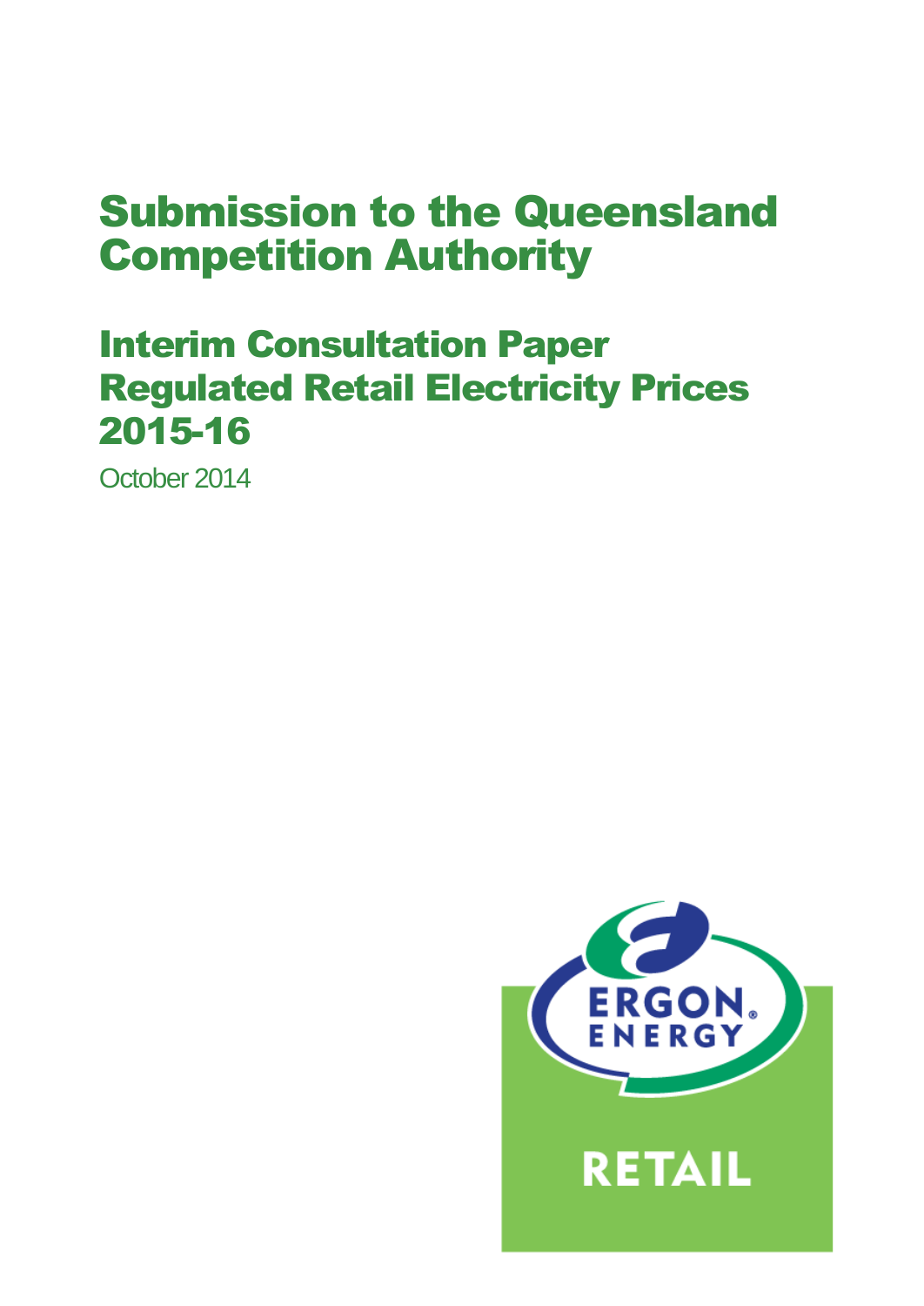# Submission to the Queensland Competition Authority

## Interim Consultation Paper Regulated Retail Electricity Prices 2015-16

October 2014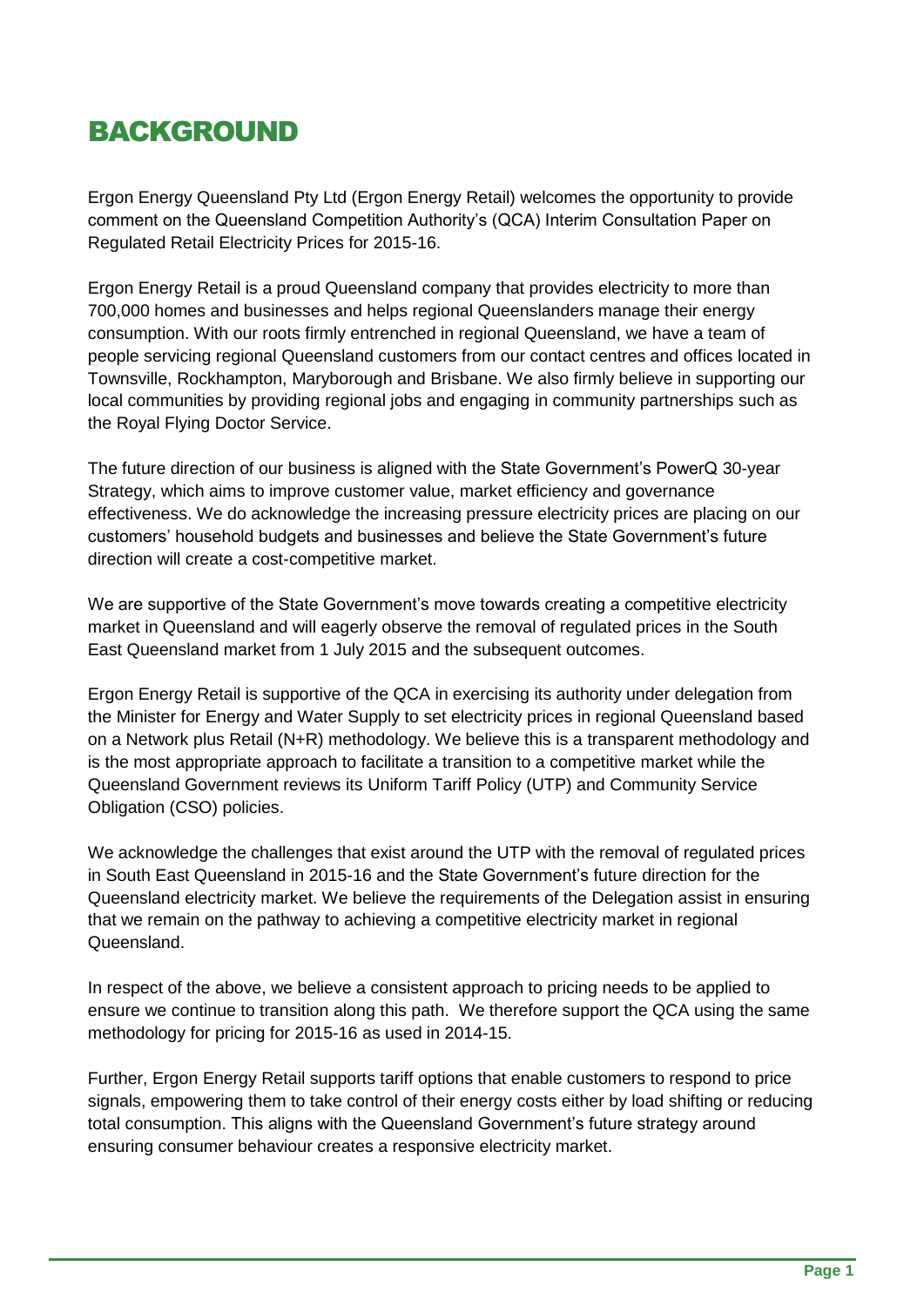# BACKGROUND

Ergon Energy Queensland Pty Ltd (Ergon Energy Retail) welcomes the opportunity to provide comment on the Queensland Competition Authority's (QCA) Interim Consultation Paper on Regulated Retail Electricity Prices for 2015-16.

Ergon Energy Retail is a proud Queensland company that provides electricity to more than 700,000 homes and businesses and helps regional Queenslanders manage their energy consumption. With our roots firmly entrenched in regional Queensland, we have a team of people servicing regional Queensland customers from our contact centres and offices located in Townsville, Rockhampton, Maryborough and Brisbane. We also firmly believe in supporting our local communities by providing regional jobs and engaging in community partnerships such as the Royal Flying Doctor Service.

The future direction of our business is aligned with the State Government's PowerQ 30-year Strategy, which aims to improve customer value, market efficiency and governance effectiveness. We do acknowledge the increasing pressure electricity prices are placing on our customers' household budgets and businesses and believe the State Government's future direction will create a cost-competitive market.

We are supportive of the State Government's move towards creating a competitive electricity market in Queensland and will eagerly observe the removal of regulated prices in the South East Queensland market from 1 July 2015 and the subsequent outcomes.

Ergon Energy Retail is supportive of the QCA in exercising its authority under delegation from the Minister for Energy and Water Supply to set electricity prices in regional Queensland based on a Network plus Retail (N+R) methodology. We believe this is a transparent methodology and is the most appropriate approach to facilitate a transition to a competitive market while the Queensland Government reviews its Uniform Tariff Policy (UTP) and Community Service Obligation (CSO) policies.

We acknowledge the challenges that exist around the UTP with the removal of regulated prices in South East Queensland in 2015-16 and the State Government's future direction for the Queensland electricity market. We believe the requirements of the Delegation assist in ensuring that we remain on the pathway to achieving a competitive electricity market in regional Queensland.

In respect of the above, we believe a consistent approach to pricing needs to be applied to ensure we continue to transition along this path. We therefore support the QCA using the same methodology for pricing for 2015-16 as used in 2014-15.

Further, Ergon Energy Retail supports tariff options that enable customers to respond to price signals, empowering them to take control of their energy costs either by load shifting or reducing total consumption. This aligns with the Queensland Government's future strategy around ensuring consumer behaviour creates a responsive electricity market.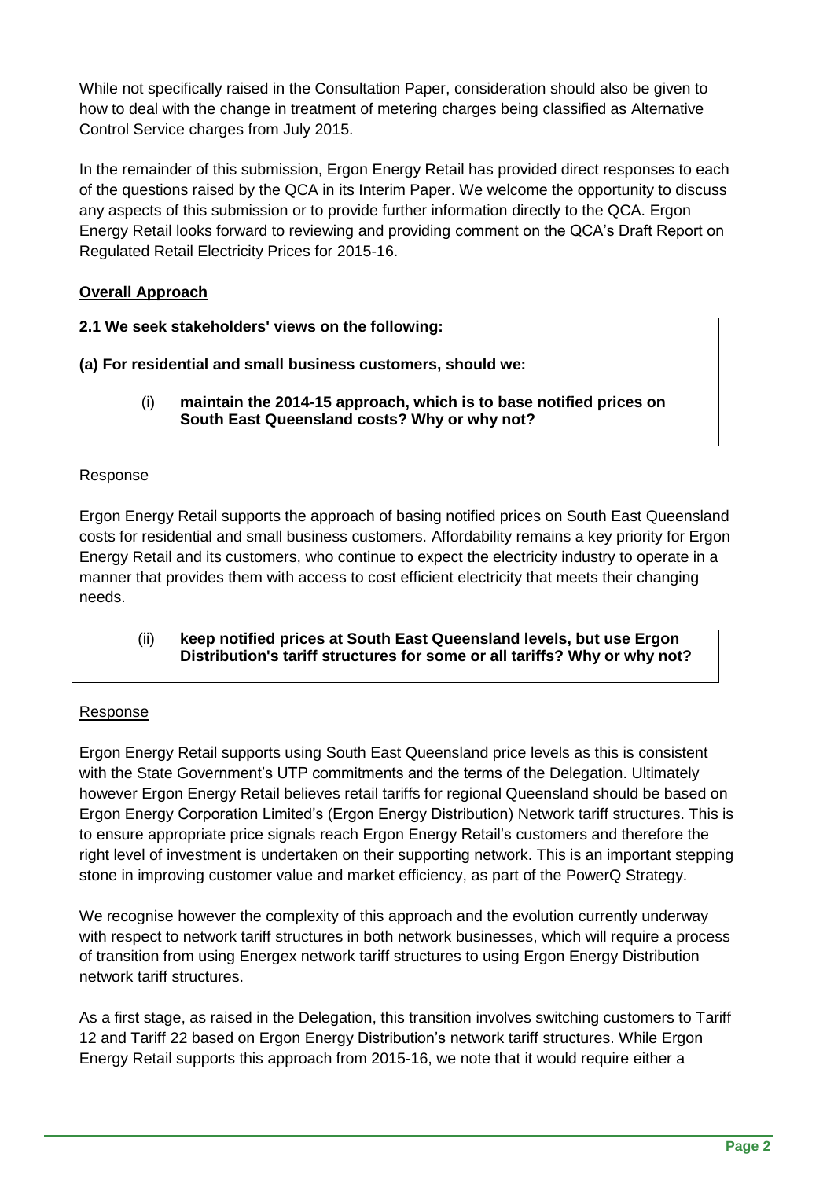While not specifically raised in the Consultation Paper, consideration should also be given to how to deal with the change in treatment of metering charges being classified as Alternative Control Service charges from July 2015.

In the remainder of this submission, Ergon Energy Retail has provided direct responses to each of the questions raised by the QCA in its Interim Paper. We welcome the opportunity to discuss any aspects of this submission or to provide further information directly to the QCA. Ergon Energy Retail looks forward to reviewing and providing comment on the QCA's Draft Report on Regulated Retail Electricity Prices for 2015-16.

**Overall Approach**

> **2.1 We seek stakeholders' views on the following:**
>
> **(a) For residential and small business customers, should we:**
>
> (i) **maintain the 2014-15 approach, which is to base notified prices on South East Queensland costs? Why or why not?**

Response

Ergon Energy Retail supports the approach of basing notified prices on South East Queensland costs for residential and small business customers. Affordability remains a key priority for Ergon Energy Retail and its customers, who continue to expect the electricity industry to operate in a manner that provides them with access to cost efficient electricity that meets their changing needs.

> (ii) **keep notified prices at South East Queensland levels, but use Ergon Distribution's tariff structures for some or all tariffs? Why or why not?**

Response

Ergon Energy Retail supports using South East Queensland price levels as this is consistent with the State Government's UTP commitments and the terms of the Delegation. Ultimately however Ergon Energy Retail believes retail tariffs for regional Queensland should be based on Ergon Energy Corporation Limited's (Ergon Energy Distribution) Network tariff structures. This is to ensure appropriate price signals reach Ergon Energy Retail's customers and therefore the right level of investment is undertaken on their supporting network. This is an important stepping stone in improving customer value and market efficiency, as part of the PowerQ Strategy.

We recognise however the complexity of this approach and the evolution currently underway with respect to network tariff structures in both network businesses, which will require a process of transition from using Energex network tariff structures to using Ergon Energy Distribution network tariff structures.

As a first stage, as raised in the Delegation, this transition involves switching customers to Tariff 12 and Tariff 22 based on Ergon Energy Distribution's network tariff structures. While Ergon Energy Retail supports this approach from 2015-16, we note that it would require either a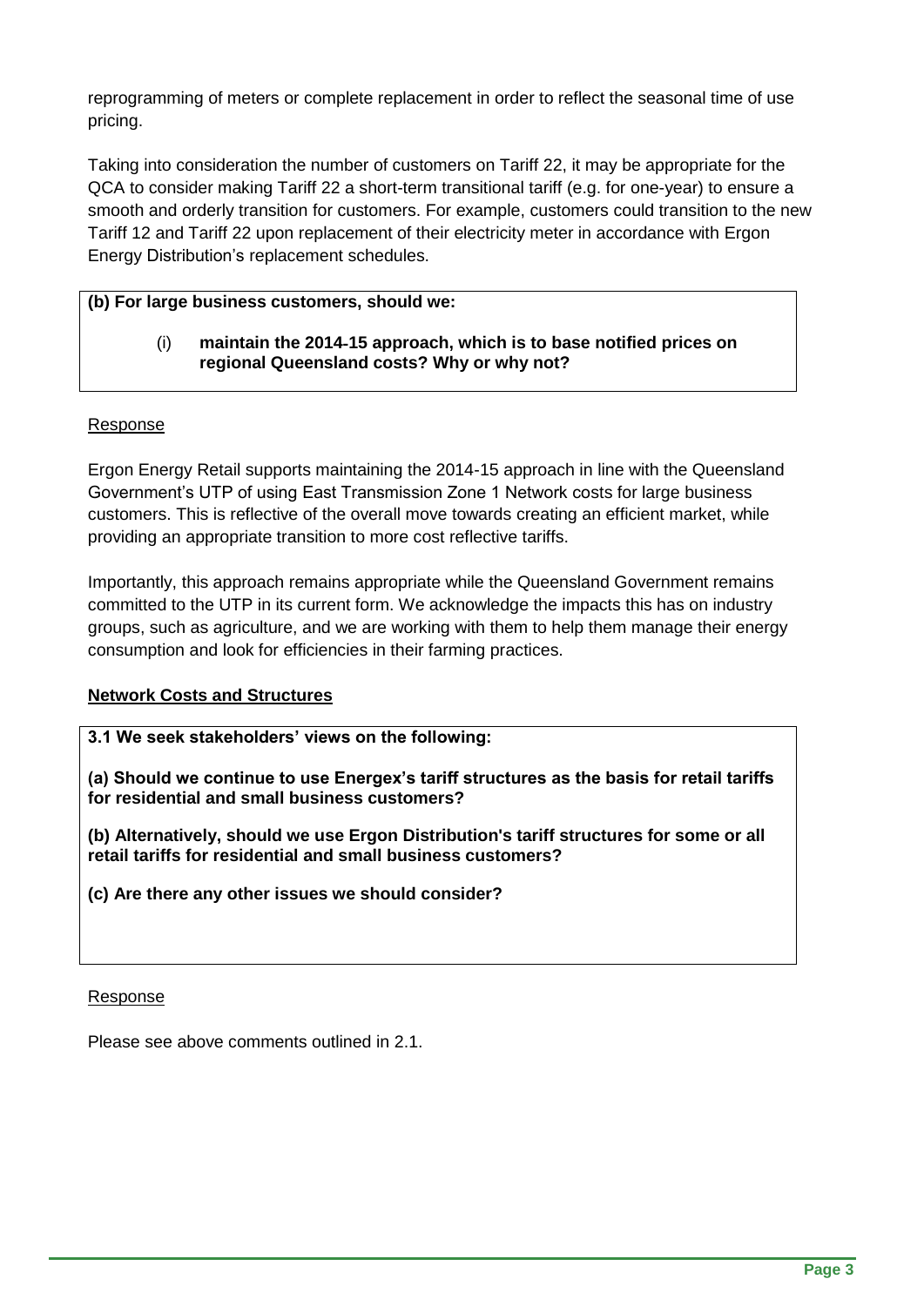reprogramming of meters or complete replacement in order to reflect the seasonal time of use pricing.

Taking into consideration the number of customers on Tariff 22, it may be appropriate for the QCA to consider making Tariff 22 a short-term transitional tariff (e.g. for one-year) to ensure a smooth and orderly transition for customers. For example, customers could transition to the new Tariff 12 and Tariff 22 upon replacement of their electricity meter in accordance with Ergon Energy Distribution's replacement schedules.

**(b) For large business customers, should we:**

> (i) **maintain the 2014-15 approach, which is to base notified prices on regional Queensland costs? Why or why not?**

Response

Ergon Energy Retail supports maintaining the 2014-15 approach in line with the Queensland Government's UTP of using East Transmission Zone 1 Network costs for large business customers. This is reflective of the overall move towards creating an efficient market, while providing an appropriate transition to more cost reflective tariffs.

Importantly, this approach remains appropriate while the Queensland Government remains committed to the UTP in its current form. We acknowledge the impacts this has on industry groups, such as agriculture, and we are working with them to help them manage their energy consumption and look for efficiencies in their farming practices.

**Network Costs and Structures**

**3.1 We seek stakeholders' views on the following:**

**(a) Should we continue to use Energex's tariff structures as the basis for retail tariffs for residential and small business customers?**

**(b) Alternatively, should we use Ergon Distribution's tariff structures for some or all retail tariffs for residential and small business customers?**

**(c) Are there any other issues we should consider?**

Response

Please see above comments outlined in 2.1.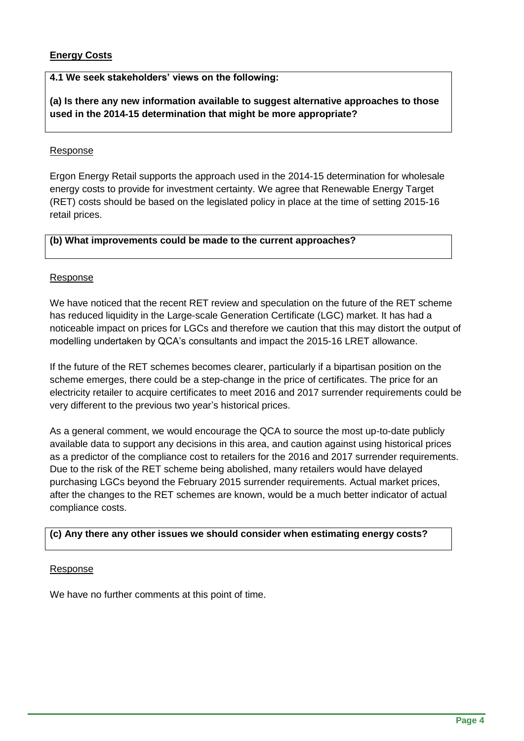## Energy Costs

**4.1 We seek stakeholders' views on the following:**

**(a) Is there any new information available to suggest alternative approaches to those used in the 2014-15 determination that might be more appropriate?**

Response

Ergon Energy Retail supports the approach used in the 2014-15 determination for wholesale energy costs to provide for investment certainty. We agree that Renewable Energy Target (RET) costs should be based on the legislated policy in place at the time of setting 2015-16 retail prices.

**(b) What improvements could be made to the current approaches?**

Response

We have noticed that the recent RET review and speculation on the future of the RET scheme has reduced liquidity in the Large-scale Generation Certificate (LGC) market. It has had a noticeable impact on prices for LGCs and therefore we caution that this may distort the output of modelling undertaken by QCA's consultants and impact the 2015-16 LRET allowance.

If the future of the RET schemes becomes clearer, particularly if a bipartisan position on the scheme emerges, there could be a step-change in the price of certificates. The price for an electricity retailer to acquire certificates to meet 2016 and 2017 surrender requirements could be very different to the previous two year's historical prices.

As a general comment, we would encourage the QCA to source the most up-to-date publicly available data to support any decisions in this area, and caution against using historical prices as a predictor of the compliance cost to retailers for the 2016 and 2017 surrender requirements. Due to the risk of the RET scheme being abolished, many retailers would have delayed purchasing LGCs beyond the February 2015 surrender requirements. Actual market prices, after the changes to the RET schemes are known, would be a much better indicator of actual compliance costs.

**(c) Any there any other issues we should consider when estimating energy costs?**

Response

We have no further comments at this point of time.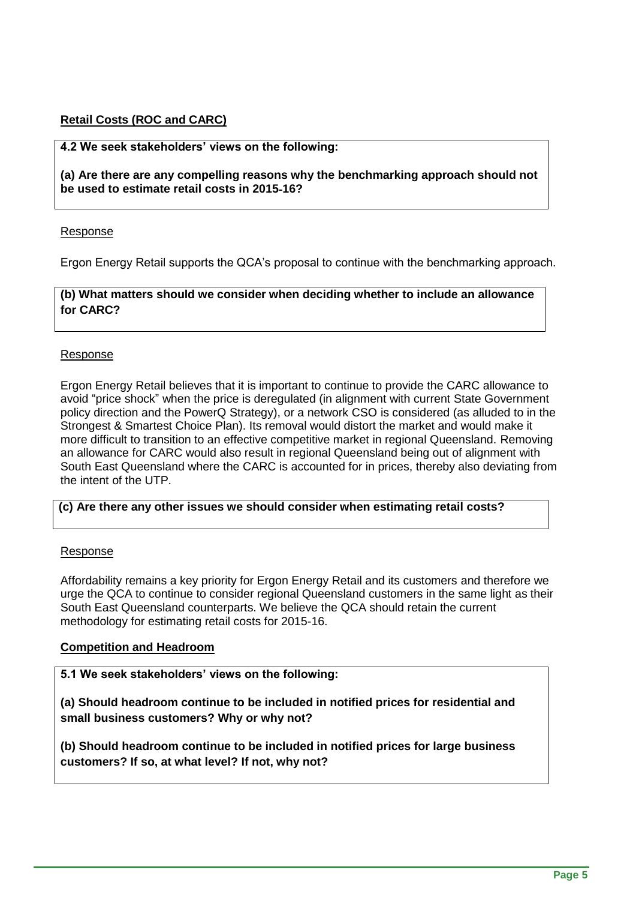**Retail Costs (ROC and CARC)**

**4.2 We seek stakeholders' views on the following:**

**(a) Are there are any compelling reasons why the benchmarking approach should not be used to estimate retail costs in 2015-16?**

Response

Ergon Energy Retail supports the QCA's proposal to continue with the benchmarking approach.

**(b) What matters should we consider when deciding whether to include an allowance for CARC?**

Response

Ergon Energy Retail believes that it is important to continue to provide the CARC allowance to avoid "price shock" when the price is deregulated (in alignment with current State Government policy direction and the PowerQ Strategy), or a network CSO is considered (as alluded to in the Strongest & Smartest Choice Plan). Its removal would distort the market and would make it more difficult to transition to an effective competitive market in regional Queensland. Removing an allowance for CARC would also result in regional Queensland being out of alignment with South East Queensland where the CARC is accounted for in prices, thereby also deviating from the intent of the UTP.

**(c) Are there any other issues we should consider when estimating retail costs?**

Response

Affordability remains a key priority for Ergon Energy Retail and its customers and therefore we urge the QCA to continue to consider regional Queensland customers in the same light as their South East Queensland counterparts. We believe the QCA should retain the current methodology for estimating retail costs for 2015-16.

**Competition and Headroom**

**5.1 We seek stakeholders' views on the following:**

**(a) Should headroom continue to be included in notified prices for residential and small business customers? Why or why not?**

**(b) Should headroom continue to be included in notified prices for large business customers? If so, at what level? If not, why not?**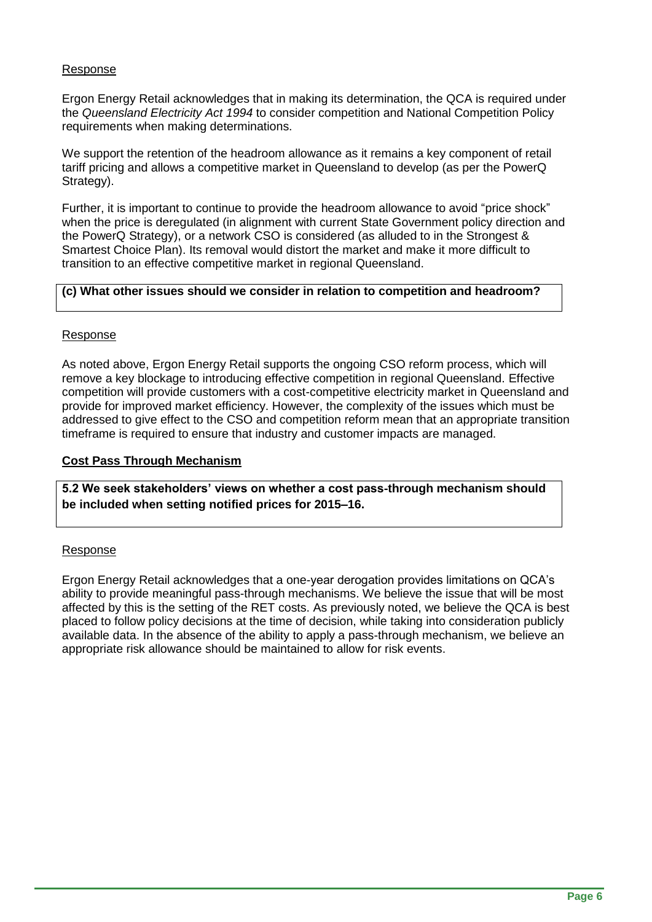Response

Ergon Energy Retail acknowledges that in making its determination, the QCA is required under the *Queensland Electricity Act 1994* to consider competition and National Competition Policy requirements when making determinations.

We support the retention of the headroom allowance as it remains a key component of retail tariff pricing and allows a competitive market in Queensland to develop (as per the PowerQ Strategy).

Further, it is important to continue to provide the headroom allowance to avoid "price shock" when the price is deregulated (in alignment with current State Government policy direction and the PowerQ Strategy), or a network CSO is considered (as alluded to in the Strongest & Smartest Choice Plan). Its removal would distort the market and make it more difficult to transition to an effective competitive market in regional Queensland.

**(c) What other issues should we consider in relation to competition and headroom?**

Response

As noted above, Ergon Energy Retail supports the ongoing CSO reform process, which will remove a key blockage to introducing effective competition in regional Queensland. Effective competition will provide customers with a cost-competitive electricity market in Queensland and provide for improved market efficiency. However, the complexity of the issues which must be addressed to give effect to the CSO and competition reform mean that an appropriate transition timeframe is required to ensure that industry and customer impacts are managed.

**Cost Pass Through Mechanism**

**5.2 We seek stakeholders' views on whether a cost pass-through mechanism should be included when setting notified prices for 2015–16.**

Response

Ergon Energy Retail acknowledges that a one-year derogation provides limitations on QCA's ability to provide meaningful pass-through mechanisms. We believe the issue that will be most affected by this is the setting of the RET costs. As previously noted, we believe the QCA is best placed to follow policy decisions at the time of decision, while taking into consideration publicly available data. In the absence of the ability to apply a pass-through mechanism, we believe an appropriate risk allowance should be maintained to allow for risk events.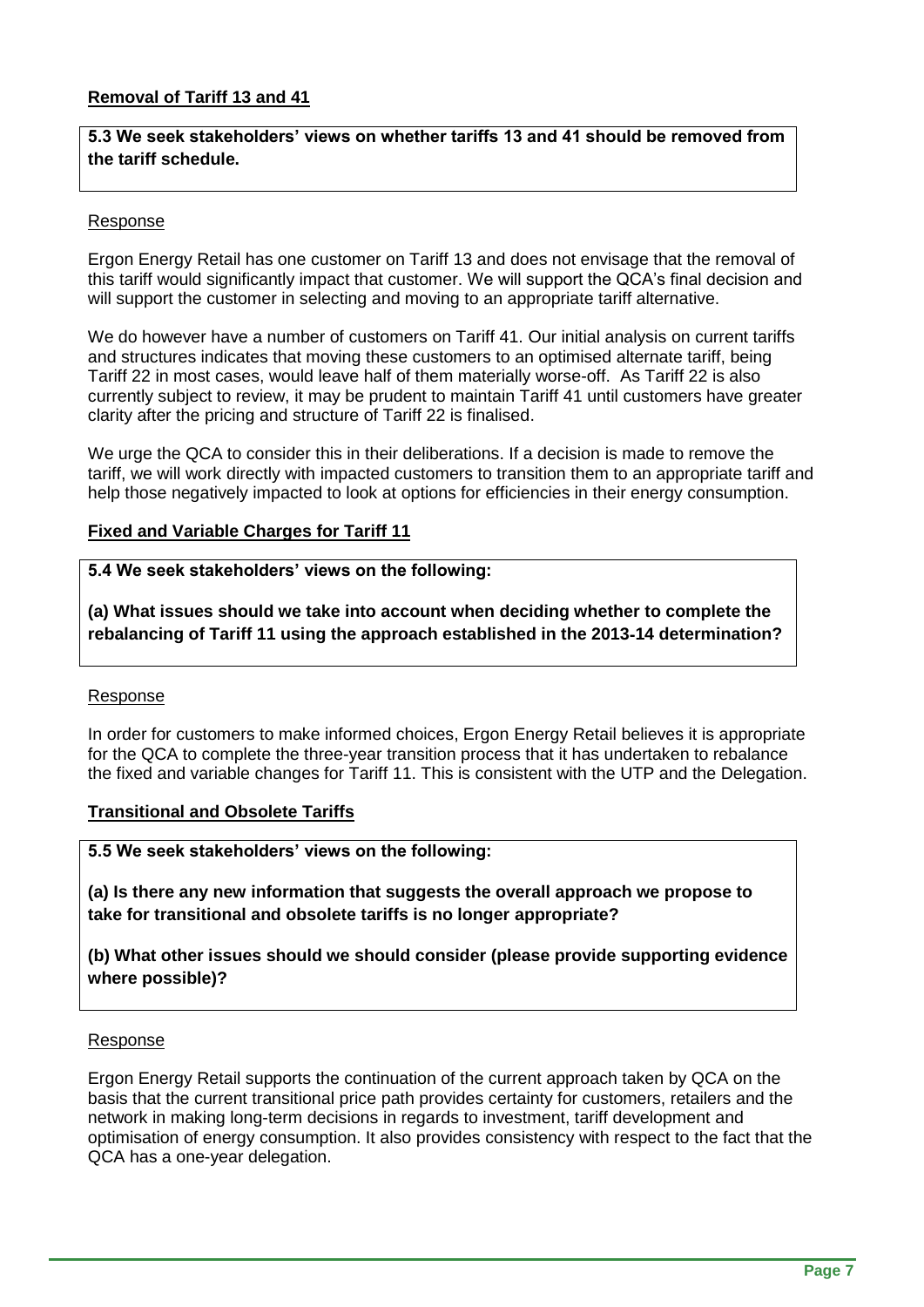## Removal of Tariff 13 and 41

**5.3 We seek stakeholders' views on whether tariffs 13 and 41 should be removed from the tariff schedule.**

Response

Ergon Energy Retail has one customer on Tariff 13 and does not envisage that the removal of this tariff would significantly impact that customer. We will support the QCA's final decision and will support the customer in selecting and moving to an appropriate tariff alternative.

We do however have a number of customers on Tariff 41. Our initial analysis on current tariffs and structures indicates that moving these customers to an optimised alternate tariff, being Tariff 22 in most cases, would leave half of them materially worse-off. As Tariff 22 is also currently subject to review, it may be prudent to maintain Tariff 41 until customers have greater clarity after the pricing and structure of Tariff 22 is finalised.

We urge the QCA to consider this in their deliberations. If a decision is made to remove the tariff, we will work directly with impacted customers to transition them to an appropriate tariff and help those negatively impacted to look at options for efficiencies in their energy consumption.

## Fixed and Variable Charges for Tariff 11

**5.4 We seek stakeholders' views on the following:**

**(a) What issues should we take into account when deciding whether to complete the rebalancing of Tariff 11 using the approach established in the 2013-14 determination?**

Response

In order for customers to make informed choices, Ergon Energy Retail believes it is appropriate for the QCA to complete the three-year transition process that it has undertaken to rebalance the fixed and variable changes for Tariff 11. This is consistent with the UTP and the Delegation.

## Transitional and Obsolete Tariffs

**5.5 We seek stakeholders' views on the following:**

**(a) Is there any new information that suggests the overall approach we propose to take for transitional and obsolete tariffs is no longer appropriate?**

**(b) What other issues should we should consider (please provide supporting evidence where possible)?**

Response

Ergon Energy Retail supports the continuation of the current approach taken by QCA on the basis that the current transitional price path provides certainty for customers, retailers and the network in making long-term decisions in regards to investment, tariff development and optimisation of energy consumption. It also provides consistency with respect to the fact that the QCA has a one-year delegation.